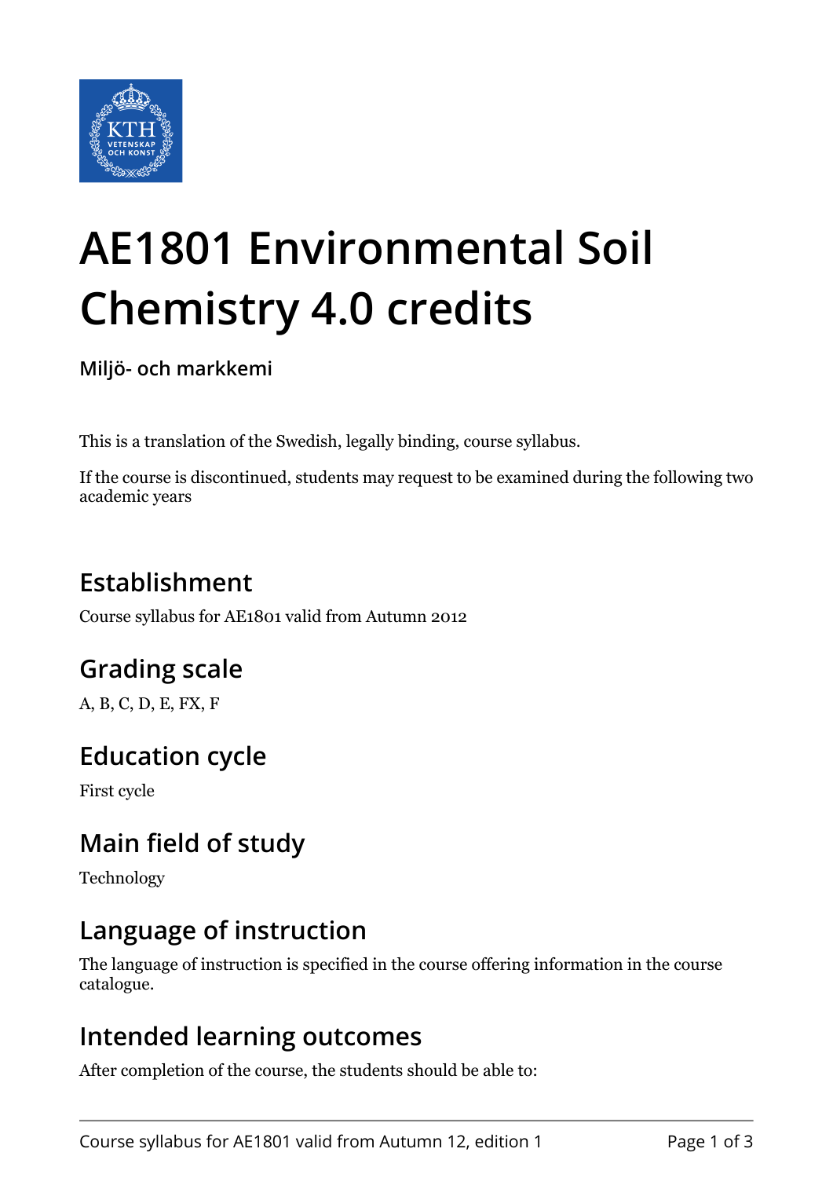# AE1801 Environmental Soil Chemistry 4.0 credits

**Miljö- och markkemi**

This is a translation of the Swedish, legally binding, course syllabus.

If the course is discontinued, students may request to be examined during the following two academic years

## Establishment

Course syllabus for AE1801 valid from Autumn 2012

## Grading scale

A, B, C, D, E, FX, F

## Education cycle

First cycle

## Main field of study

Technology

## Language of instruction

The language of instruction is specified in the course offering information in the course catalogue.

## Intended learning outcomes

After completion of the course, the students should be able to: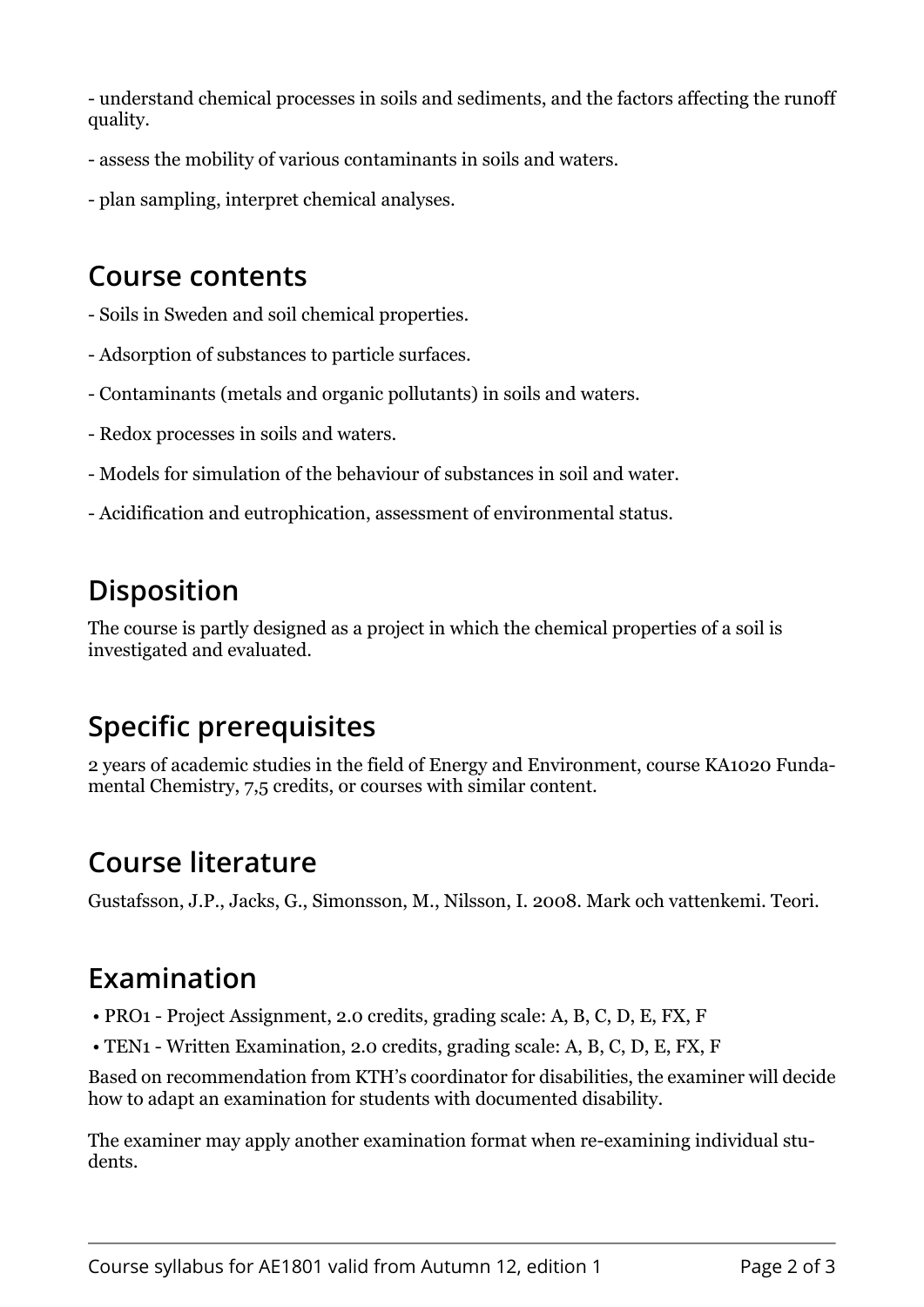- understand chemical processes in soils and sediments, and the factors affecting the runoff quality.

- assess the mobility of various contaminants in soils and waters.

- plan sampling, interpret chemical analyses.

## Course contents

- Soils in Sweden and soil chemical properties.

- Adsorption of substances to particle surfaces.

- Contaminants (metals and organic pollutants) in soils and waters.

- Redox processes in soils and waters.

- Models for simulation of the behaviour of substances in soil and water.

- Acidification and eutrophication, assessment of environmental status.

## Disposition

The course is partly designed as a project in which the chemical properties of a soil is investigated and evaluated.

## Specific prerequisites

2 years of academic studies in the field of Energy and Environment, course KA1020 Fundamental Chemistry, 7,5 credits, or courses with similar content.

## Course literature

Gustafsson, J.P., Jacks, G., Simonsson, M., Nilsson, I. 2008. Mark och vattenkemi. Teori.

## Examination

- PRO1 - Project Assignment, 2.0 credits, grading scale: A, B, C, D, E, FX, F
- TEN1 - Written Examination, 2.0 credits, grading scale: A, B, C, D, E, FX, F

Based on recommendation from KTH's coordinator for disabilities, the examiner will decide how to adapt an examination for students with documented disability.

The examiner may apply another examination format when re-examining individual students.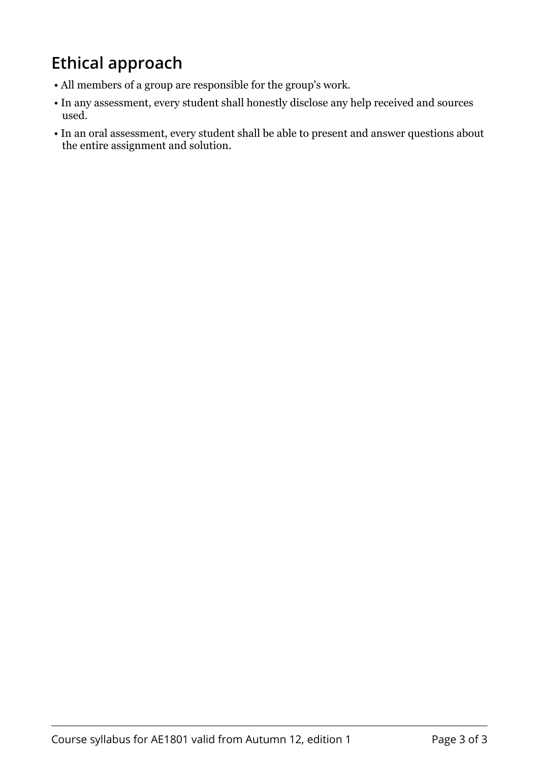## Ethical approach

- All members of a group are responsible for the group's work.
- In any assessment, every student shall honestly disclose any help received and sources used.
- In an oral assessment, every student shall be able to present and answer questions about the entire assignment and solution.